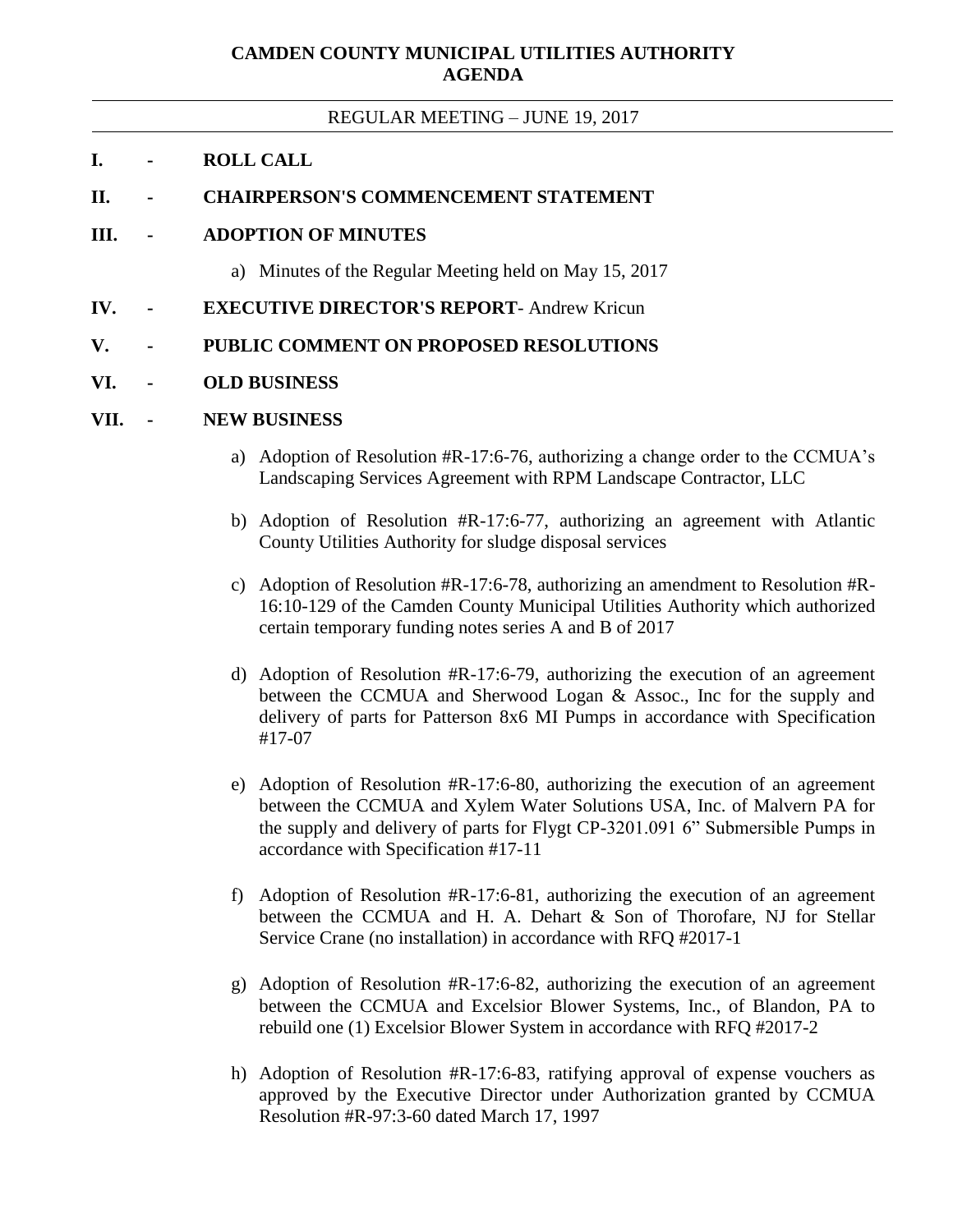# CAMDEN COUNTY MUNICIPAL UTILITIES AUTHORITY
# AGENDA

REGULAR MEETING – JUNE 19, 2017

**I. - ROLL CALL**

**II. - CHAIRPERSON'S COMMENCEMENT STATEMENT**

**III. - ADOPTION OF MINUTES**

a) Minutes of the Regular Meeting held on May 15, 2017

**IV. - EXECUTIVE DIRECTOR'S REPORT**- Andrew Kricun

**V. - PUBLIC COMMENT ON PROPOSED RESOLUTIONS**

**VI. - OLD BUSINESS**

**VII. - NEW BUSINESS**

a) Adoption of Resolution #R-17:6-76, authorizing a change order to the CCMUA's Landscaping Services Agreement with RPM Landscape Contractor, LLC

b) Adoption of Resolution #R-17:6-77, authorizing an agreement with Atlantic County Utilities Authority for sludge disposal services

c) Adoption of Resolution #R-17:6-78, authorizing an amendment to Resolution #R-16:10-129 of the Camden County Municipal Utilities Authority which authorized certain temporary funding notes series A and B of 2017

d) Adoption of Resolution #R-17:6-79, authorizing the execution of an agreement between the CCMUA and Sherwood Logan & Assoc., Inc for the supply and delivery of parts for Patterson 8x6 MI Pumps in accordance with Specification #17-07

e) Adoption of Resolution #R-17:6-80, authorizing the execution of an agreement between the CCMUA and Xylem Water Solutions USA, Inc. of Malvern PA for the supply and delivery of parts for Flygt CP-3201.091 6" Submersible Pumps in accordance with Specification #17-11

f) Adoption of Resolution #R-17:6-81, authorizing the execution of an agreement between the CCMUA and H. A. Dehart & Son of Thorofare, NJ for Stellar Service Crane (no installation) in accordance with RFQ #2017-1

g) Adoption of Resolution #R-17:6-82, authorizing the execution of an agreement between the CCMUA and Excelsior Blower Systems, Inc., of Blandon, PA to rebuild one (1) Excelsior Blower System in accordance with RFQ #2017-2

h) Adoption of Resolution #R-17:6-83, ratifying approval of expense vouchers as approved by the Executive Director under Authorization granted by CCMUA Resolution #R-97:3-60 dated March 17, 1997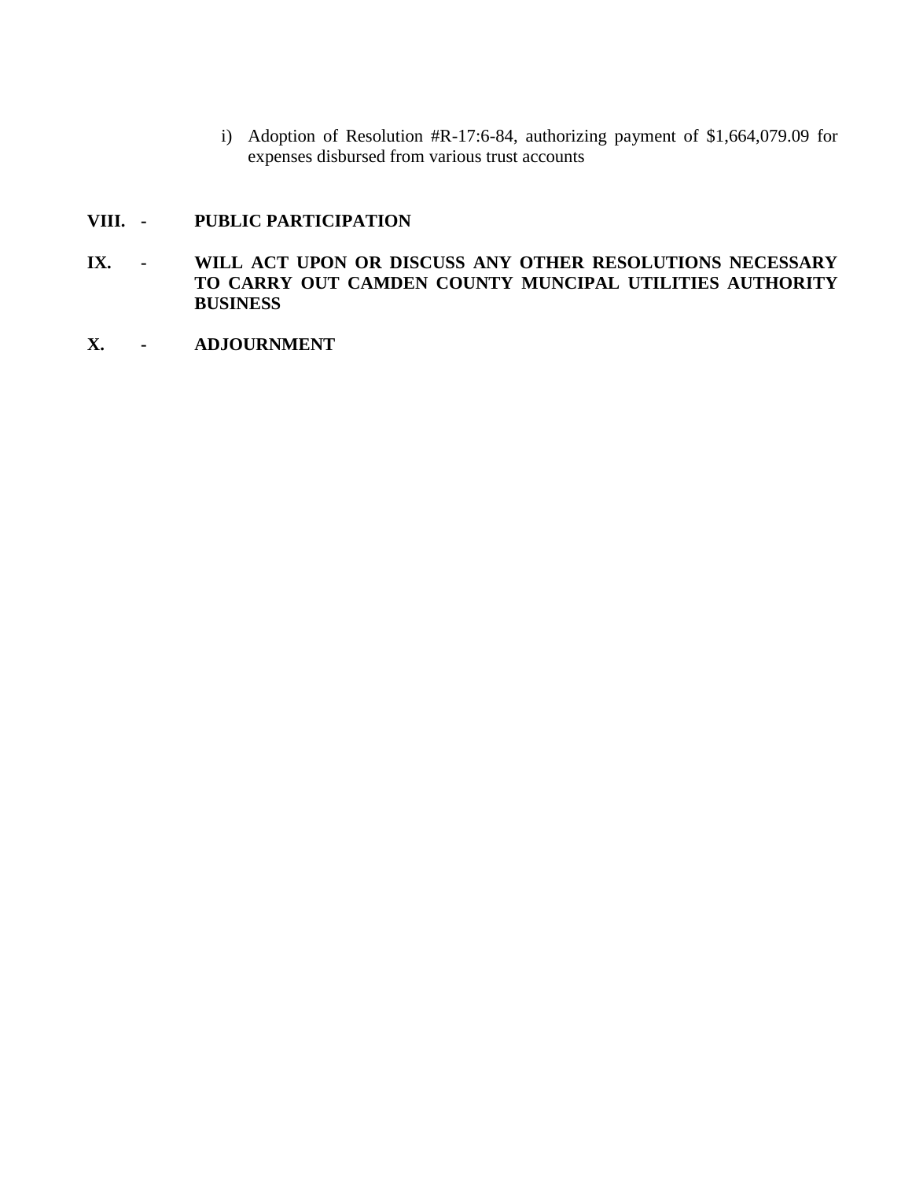i) Adoption of Resolution #R-17:6-84, authorizing payment of $1,664,079.09 for expenses disbursed from various trust accounts

**VIII. - PUBLIC PARTICIPATION**

**IX. - WILL ACT UPON OR DISCUSS ANY OTHER RESOLUTIONS NECESSARY TO CARRY OUT CAMDEN COUNTY MUNCIPAL UTILITIES AUTHORITY BUSINESS**

**X. - ADJOURNMENT**